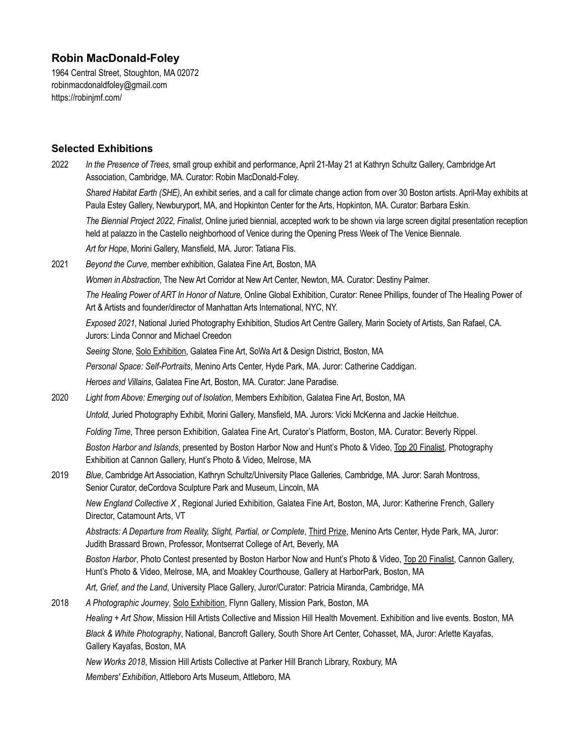# Robin MacDonald-Foley

1964 Central Street, Stoughton, MA 02072
robinmacdonaldfoley@gmail.com
https://robinjmf.com/

## Selected Exhibitions

**2022**

*In the Presence of Trees*, small group exhibit and performance, April 21-May 21 at Kathryn Schultz Gallery, Cambridge Art Association, Cambridge, MA. Curator: Robin MacDonald-Foley.

*Shared Habitat Earth (SHE)*, An exhibit series, and a call for climate change action from over 30 Boston artists. April-May exhibits at Paula Estey Gallery, Newburyport, MA, and Hopkinton Center for the Arts, Hopkinton, MA. Curator: Barbara Eskin.

*The Biennial Project 2022, Finalist*, Online juried biennial, accepted work to be shown via large screen digital presentation reception held at palazzo in the Castello neighborhood of Venice during the Opening Press Week of The Venice Biennale.

*Art for Hope*, Morini Gallery, Mansfield, MA. Juror: Tatiana Flis.

**2021**

*Beyond the Curve*, member exhibition, Galatea Fine Art, Boston, MA

*Women in Abstraction*, The New Art Corridor at New Art Center, Newton, MA. Curator: Destiny Palmer.

*The Healing Power of ART In Honor of Nature,* Online Global Exhibition, Curator: Renee Phillips, founder of The Healing Power of Art & Artists and founder/director of Manhattan Arts International, NYC, NY.

*Exposed 2021*, National Juried Photography Exhibition, Studios Art Centre Gallery, Marin Society of Artists, San Rafael, CA. Jurors: Linda Connor and Michael Creedon

*Seeing Stone*, Solo Exhibition, Galatea Fine Art, SoWa Art & Design District, Boston, MA

*Personal Space: Self-Portraits*, Menino Arts Center, Hyde Park, MA. Juror: Catherine Caddigan.

*Heroes and Villains*, Galatea Fine Art, Boston, MA. Curator: Jane Paradise.

**2020**

*Light from Above: Emerging out of Isolation*, Members Exhibition, Galatea Fine Art, Boston, MA

*Untold,* Juried Photography Exhibit, Morini Gallery, Mansfield, MA. Jurors: Vicki McKenna and Jackie Heitchue.

*Folding Time*, Three person Exhibition, Galatea Fine Art, Curator's Platform, Boston, MA. Curator: Beverly Rippel.

*Boston Harbor and Islands*, presented by Boston Harbor Now and Hunt's Photo & Video, Top 20 Finalist, Photography Exhibition at Cannon Gallery, Hunt's Photo & Video, Melrose, MA

**2019**

*Blue*, Cambridge Art Association, Kathryn Schultz/University Place Galleries*,* Cambridge, MA. Juror: Sarah Montross, Senior Curator, deCordova Sculpture Park and Museum, Lincoln, MA

*New England Collective X* , Regional Juried Exhibition, Galatea Fine Art, Boston, MA, Juror: Katherine French, Gallery Director, Catamount Arts, VT

*Abstracts: A Departure from Reality, Slight, Partial, or Complete*, Third Prize, Menino Arts Center, Hyde Park, MA, Juror: Judith Brassard Brown, Professor, Montserrat College of Art, Beverly, MA

*Boston Harbor*, Photo Contest presented by Boston Harbor Now and Hunt's Photo & Video, Top 20 Finalist, Cannon Gallery, Hunt's Photo & Video, Melrose, MA, and Moakley Courthouse, Gallery at HarborPark, Boston, MA

*Art, Grief, and the Land*, University Place Gallery, Juror/Curator: Patricia Miranda, Cambridge, MA

**2018**

*A Photographic Journey*, Solo Exhibition, Flynn Gallery, Mission Park, Boston, MA

*Healing + Art Show*, Mission Hill Artists Collective and Mission Hill Health Movement. Exhibition and live events. Boston, MA

*Black & White Photography*, National, Bancroft Gallery, South Shore Art Center, Cohasset, MA, Juror: Arlette Kayafas, Gallery Kayafas, Boston, MA

*New Works 2018*, Mission Hill Artists Collective at Parker Hill Branch Library, Roxbury, MA

*Members' Exhibition*, Attleboro Arts Museum, Attleboro, MA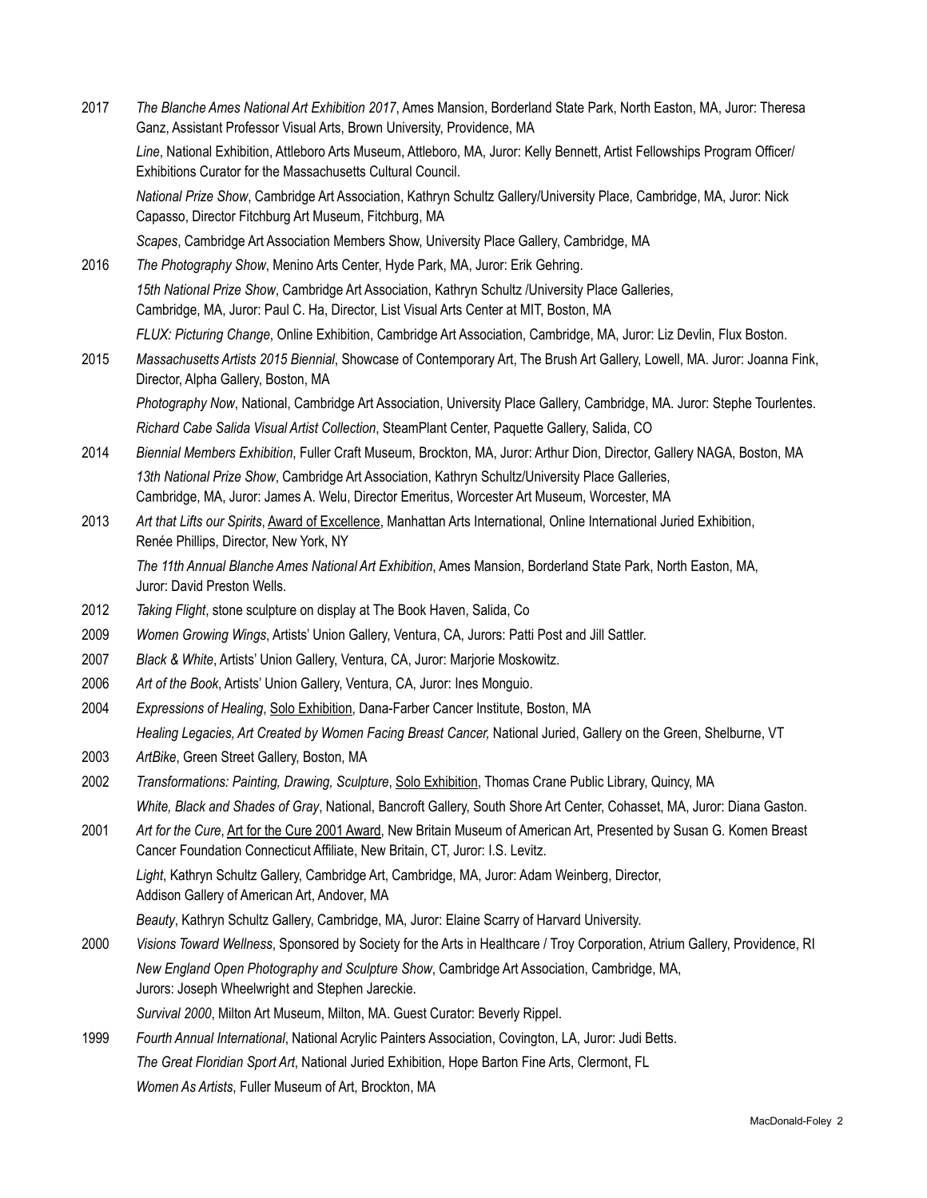2017 *The Blanche Ames National Art Exhibition 2017*, Ames Mansion, Borderland State Park, North Easton, MA, Juror: Theresa Ganz, Assistant Professor Visual Arts, Brown University, Providence, MA

*Line*, National Exhibition, Attleboro Arts Museum, Attleboro, MA, Juror: Kelly Bennett, Artist Fellowships Program Officer/ Exhibitions Curator for the Massachusetts Cultural Council.

*National Prize Show*, Cambridge Art Association, Kathryn Schultz Gallery/University Place, Cambridge, MA, Juror: Nick Capasso, Director Fitchburg Art Museum, Fitchburg, MA

*Scapes*, Cambridge Art Association Members Show, University Place Gallery, Cambridge, MA

2016 *The Photography Show*, Menino Arts Center, Hyde Park, MA, Juror: Erik Gehring.

*15th National Prize Show*, Cambridge Art Association, Kathryn Schultz /University Place Galleries, Cambridge, MA, Juror: Paul C. Ha, Director, List Visual Arts Center at MIT, Boston, MA

*FLUX: Picturing Change*, Online Exhibition, Cambridge Art Association, Cambridge, MA, Juror: Liz Devlin, Flux Boston.

2015 *Massachusetts Artists 2015 Biennial*, Showcase of Contemporary Art, The Brush Art Gallery, Lowell, MA. Juror: Joanna Fink, Director, Alpha Gallery, Boston, MA

*Photography Now*, National, Cambridge Art Association, University Place Gallery, Cambridge, MA. Juror: Stephe Tourlentes.

*Richard Cabe Salida Visual Artist Collection*, SteamPlant Center, Paquette Gallery, Salida, CO

2014 *Biennial Members Exhibition*, Fuller Craft Museum, Brockton, MA, Juror: Arthur Dion, Director, Gallery NAGA, Boston, MA

*13th National Prize Show*, Cambridge Art Association, Kathryn Schultz/University Place Galleries, Cambridge, MA, Juror: James A. Welu, Director Emeritus, Worcester Art Museum, Worcester, MA

2013 *Art that Lifts our Spirits*, Award of Excellence, Manhattan Arts International, Online International Juried Exhibition, Renée Phillips, Director, New York, NY

*The 11th Annual Blanche Ames National Art Exhibition*, Ames Mansion, Borderland State Park, North Easton, MA, Juror: David Preston Wells.

2012 *Taking Flight*, stone sculpture on display at The Book Haven, Salida, Co

2009 *Women Growing Wings*, Artists' Union Gallery, Ventura, CA, Jurors: Patti Post and Jill Sattler.

2007 *Black & White*, Artists' Union Gallery, Ventura, CA, Juror: Marjorie Moskowitz.

2006 *Art of the Book*, Artists' Union Gallery, Ventura, CA, Juror: Ines Monguio.

2004 *Expressions of Healing*, Solo Exhibition, Dana-Farber Cancer Institute, Boston, MA

*Healing Legacies, Art Created by Women Facing Breast Cancer,* National Juried, Gallery on the Green, Shelburne, VT

2003 *ArtBike*, Green Street Gallery, Boston, MA

2002 *Transformations: Painting, Drawing, Sculpture*, Solo Exhibition, Thomas Crane Public Library, Quincy, MA

*White, Black and Shades of Gray*, National, Bancroft Gallery, South Shore Art Center, Cohasset, MA, Juror: Diana Gaston.

2001 *Art for the Cure*, Art for the Cure 2001 Award, New Britain Museum of American Art, Presented by Susan G. Komen Breast Cancer Foundation Connecticut Affiliate, New Britain, CT, Juror: I.S. Levitz.

*Light*, Kathryn Schultz Gallery, Cambridge Art, Cambridge, MA, Juror: Adam Weinberg, Director, Addison Gallery of American Art, Andover, MA

*Beauty*, Kathryn Schultz Gallery, Cambridge, MA, Juror: Elaine Scarry of Harvard University.

2000 *Visions Toward Wellness*, Sponsored by Society for the Arts in Healthcare / Troy Corporation, Atrium Gallery, Providence, RI

*New England Open Photography and Sculpture Show*, Cambridge Art Association, Cambridge, MA, Jurors: Joseph Wheelwright and Stephen Jareckie.

*Survival 2000*, Milton Art Museum, Milton, MA. Guest Curator: Beverly Rippel.

1999 *Fourth Annual International*, National Acrylic Painters Association, Covington, LA, Juror: Judi Betts.

*The Great Floridian Sport Art*, National Juried Exhibition, Hope Barton Fine Arts, Clermont, FL

*Women As Artists*, Fuller Museum of Art, Brockton, MA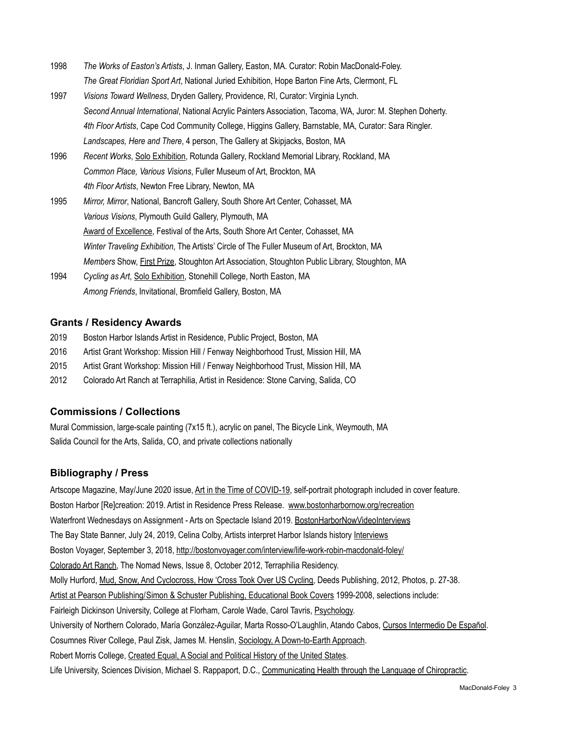1998 *The Works of Easton's Artists*, J. Inman Gallery, Easton, MA. Curator: Robin MacDonald-Foley.
*The Great Floridian Sport Art*, National Juried Exhibition, Hope Barton Fine Arts, Clermont, FL

1997 *Visions Toward Wellness*, Dryden Gallery, Providence, RI, Curator: Virginia Lynch.
*Second Annual International*, National Acrylic Painters Association, Tacoma, WA, Juror: M. Stephen Doherty.
*4th Floor Artists*, Cape Cod Community College, Higgins Gallery, Barnstable, MA, Curator: Sara Ringler.
*Landscapes, Here and There*, 4 person, The Gallery at Skipjacks, Boston, MA

1996 *Recent Works*, Solo Exhibition, Rotunda Gallery, Rockland Memorial Library, Rockland, MA
*Common Place, Various Visions*, Fuller Museum of Art, Brockton, MA
*4th Floor Artists*, Newton Free Library, Newton, MA

1995 *Mirror, Mirror*, National, Bancroft Gallery, South Shore Art Center, Cohasset, MA
*Various Visions*, Plymouth Guild Gallery, Plymouth, MA
Award of Excellence, Festival of the Arts, South Shore Art Center, Cohasset, MA
*Winter Traveling Exhibition*, The Artists' Circle of The Fuller Museum of Art, Brockton, MA
*Members* Show, First Prize, Stoughton Art Association, Stoughton Public Library, Stoughton, MA

1994 *Cycling as Art*, Solo Exhibition, Stonehill College, North Easton, MA
*Among Friends*, Invitational, Bromfield Gallery, Boston, MA

## Grants / Residency Awards

2019 Boston Harbor Islands Artist in Residence, Public Project, Boston, MA

2016 Artist Grant Workshop: Mission Hill / Fenway Neighborhood Trust, Mission Hill, MA

2015 Artist Grant Workshop: Mission Hill / Fenway Neighborhood Trust, Mission Hill, MA

2012 Colorado Art Ranch at Terraphilia, Artist in Residence: Stone Carving, Salida, CO

## Commissions / Collections

Mural Commission, large-scale painting (7x15 ft.), acrylic on panel, The Bicycle Link, Weymouth, MA
Salida Council for the Arts, Salida, CO, and private collections nationally

## Bibliography / Press

Artscope Magazine, May/June 2020 issue, Art in the Time of COVID-19, self-portrait photograph included in cover feature.
Boston Harbor [Re]creation: 2019. Artist in Residence Press Release. www.bostonharbornow.org/recreation
Waterfront Wednesdays on Assignment - Arts on Spectacle Island 2019. BostonHarborNowVideoInterviews
The Bay State Banner, July 24, 2019, Celina Colby, Artists interpret Harbor Islands history Interviews
Boston Voyager, September 3, 2018, http://bostonvoyager.com/interview/life-work-robin-macdonald-foley/
Colorado Art Ranch, The Nomad News, Issue 8, October 2012, Terraphilia Residency.
Molly Hurford, Mud, Snow, And Cyclocross, How 'Cross Took Over US Cycling, Deeds Publishing, 2012, Photos, p. 27-38.
Artist at Pearson Publishing/Simon & Schuster Publishing, Educational Book Covers 1999-2008, selections include:
Fairleigh Dickinson University, College at Florham, Carole Wade, Carol Tavris, Psychology.
University of Northern Colorado, María González-Aguilar, Marta Rosso-O'Laughlin, Atando Cabos, Cursos Intermedio De Español.
Cosumnes River College, Paul Zisk, James M. Henslin, Sociology, A Down-to-Earth Approach.
Robert Morris College, Created Equal, A Social and Political History of the United States.
Life University, Sciences Division, Michael S. Rappaport, D.C., Communicating Health through the Language of Chiropractic.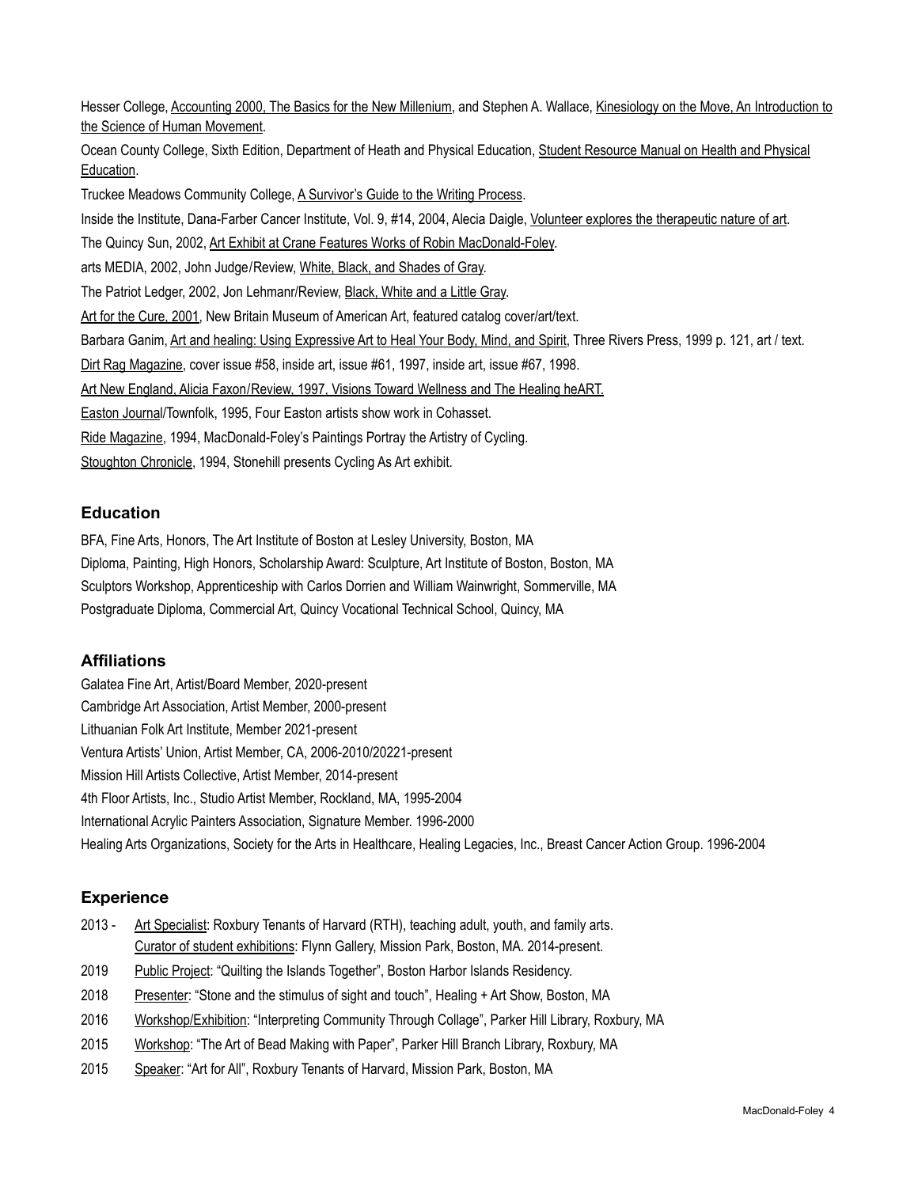Hesser College, Accounting 2000, The Basics for the New Millenium, and Stephen A. Wallace, Kinesiology on the Move, An Introduction to the Science of Human Movement.

Ocean County College, Sixth Edition, Department of Heath and Physical Education, Student Resource Manual on Health and Physical Education.

Truckee Meadows Community College, A Survivor's Guide to the Writing Process.

Inside the Institute, Dana-Farber Cancer Institute, Vol. 9, #14, 2004, Alecia Daigle, Volunteer explores the therapeutic nature of art.

The Quincy Sun, 2002, Art Exhibit at Crane Features Works of Robin MacDonald-Foley.

arts MEDIA, 2002, John Judge/Review, White, Black, and Shades of Gray.

The Patriot Ledger, 2002, Jon Lehmanr/Review, Black, White and a Little Gray.

Art for the Cure, 2001, New Britain Museum of American Art, featured catalog cover/art/text.

Barbara Ganim, Art and healing: Using Expressive Art to Heal Your Body, Mind, and Spirit, Three Rivers Press, 1999 p. 121, art / text.

Dirt Rag Magazine, cover issue #58, inside art, issue #61, 1997, inside art, issue #67, 1998.

Art New England, Alicia Faxon/Review, 1997, Visions Toward Wellness and The Healing heART.

Easton Journal/Townfolk, 1995, Four Easton artists show work in Cohasset.

Ride Magazine, 1994, MacDonald-Foley's Paintings Portray the Artistry of Cycling.

Stoughton Chronicle, 1994, Stonehill presents Cycling As Art exhibit.

## Education

BFA, Fine Arts, Honors, The Art Institute of Boston at Lesley University, Boston, MA

Diploma, Painting, High Honors, Scholarship Award: Sculpture, Art Institute of Boston, Boston, MA

Sculptors Workshop, Apprenticeship with Carlos Dorrien and William Wainwright, Sommerville, MA

Postgraduate Diploma, Commercial Art, Quincy Vocational Technical School, Quincy, MA

## Affiliations

Galatea Fine Art, Artist/Board Member, 2020-present

Cambridge Art Association, Artist Member, 2000-present

Lithuanian Folk Art Institute, Member 2021-present

Ventura Artists' Union, Artist Member, CA, 2006-2010/20221-present

Mission Hill Artists Collective, Artist Member, 2014-present

4th Floor Artists, Inc., Studio Artist Member, Rockland, MA, 1995-2004

International Acrylic Painters Association, Signature Member. 1996-2000

Healing Arts Organizations, Society for the Arts in Healthcare, Healing Legacies, Inc., Breast Cancer Action Group. 1996-2004

## Experience

2013 - Art Specialist: Roxbury Tenants of Harvard (RTH), teaching adult, youth, and family arts.
Curator of student exhibitions: Flynn Gallery, Mission Park, Boston, MA. 2014-present.

2019 Public Project: "Quilting the Islands Together", Boston Harbor Islands Residency.

2018 Presenter: "Stone and the stimulus of sight and touch", Healing + Art Show, Boston, MA

2016 Workshop/Exhibition: "Interpreting Community Through Collage", Parker Hill Library, Roxbury, MA

2015 Workshop: "The Art of Bead Making with Paper", Parker Hill Branch Library, Roxbury, MA

2015 Speaker: "Art for All", Roxbury Tenants of Harvard, Mission Park, Boston, MA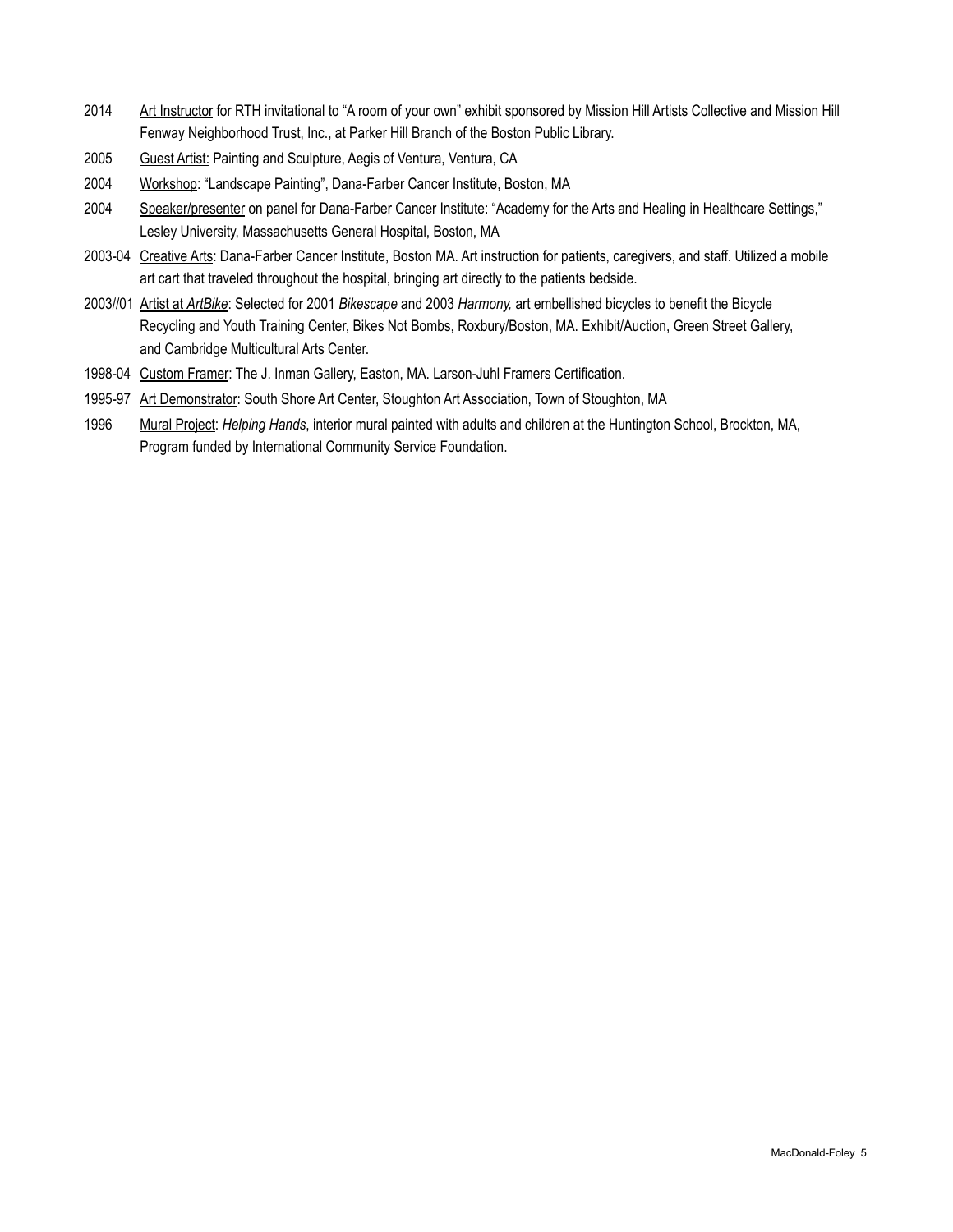2014 Art Instructor for RTH invitational to "A room of your own" exhibit sponsored by Mission Hill Artists Collective and Mission Hill Fenway Neighborhood Trust, Inc., at Parker Hill Branch of the Boston Public Library.

2005 Guest Artist: Painting and Sculpture, Aegis of Ventura, Ventura, CA

2004 Workshop: "Landscape Painting", Dana-Farber Cancer Institute, Boston, MA

2004 Speaker/presenter on panel for Dana-Farber Cancer Institute: "Academy for the Arts and Healing in Healthcare Settings," Lesley University, Massachusetts General Hospital, Boston, MA

2003-04 Creative Arts: Dana-Farber Cancer Institute, Boston MA. Art instruction for patients, caregivers, and staff. Utilized a mobile art cart that traveled throughout the hospital, bringing art directly to the patients bedside.

2003//01 Artist at *ArtBike*: Selected for 2001 *Bikescape* and 2003 *Harmony,* art embellished bicycles to benefit the Bicycle Recycling and Youth Training Center, Bikes Not Bombs, Roxbury/Boston, MA. Exhibit/Auction, Green Street Gallery, and Cambridge Multicultural Arts Center.

1998-04 Custom Framer: The J. Inman Gallery, Easton, MA. Larson-Juhl Framers Certification.

1995-97 Art Demonstrator: South Shore Art Center, Stoughton Art Association, Town of Stoughton, MA

1996 Mural Project: *Helping Hands*, interior mural painted with adults and children at the Huntington School, Brockton, MA, Program funded by International Community Service Foundation.